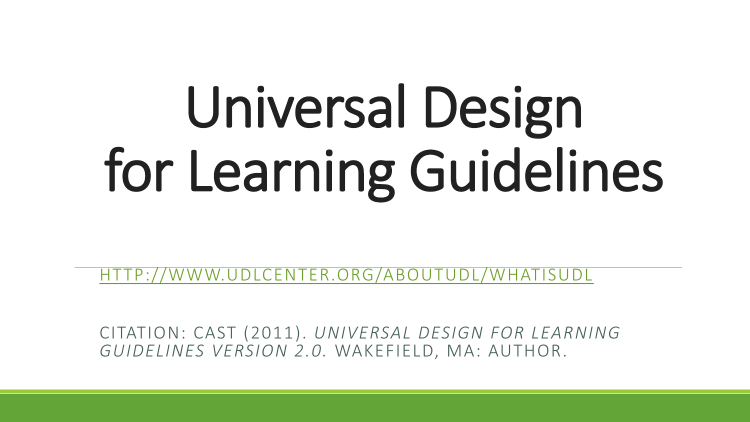# Universal Design for Learning Guidelines

[HTTP://WWW.UDLCENTER.ORG/ABOUTUDL/WHATISUDL](http://www.udlcenter.org/aboutudl/whatisudl)

CITATION: CAST (2011). *UNIVERSAL DESIGN FOR LEARNING GUIDELINES VERSION 2.0.* WAKEFIELD, MA: AUTHOR.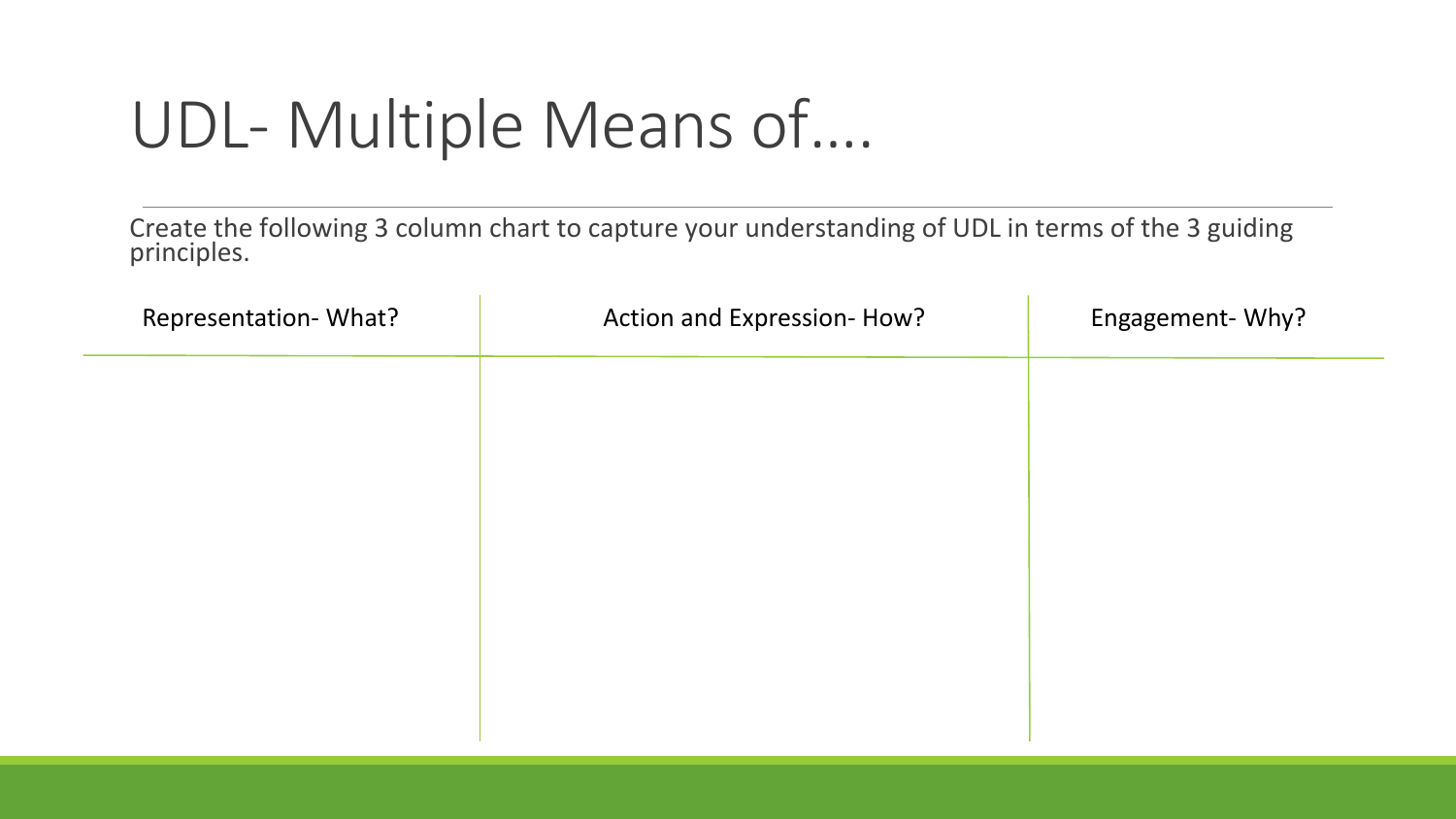# UDL- Multiple Means of....

Create the following 3 column chart to capture your understanding of UDL in terms of the 3 guiding principles.

| Representation- What? | Action and Expression- How? | Engagement- Why? |
| --- | --- | --- |
| | | |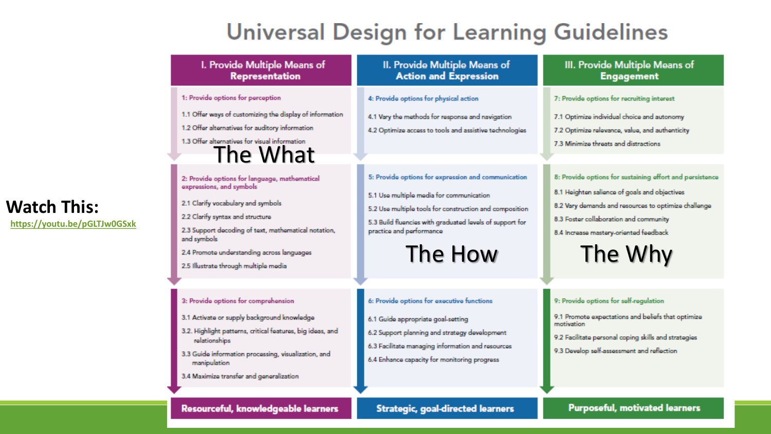# Universal Design for Learning Guidelines

**Watch This:**
https://youtu.be/pGLTJw0GSxk

| I. Provide Multiple Means of Representation | II. Provide Multiple Means of Action and Expression | III. Provide Multiple Means of Engagement |
| --- | --- | --- |
| The What | The How | The Why |
| 1: Provide options for perception<br>1.1 Offer ways of customizing the display of information<br>1.2 Offer alternatives for auditory information<br>1.3 Offer alternatives for visual information | 4: Provide options for physical action<br>4.1 Vary the methods for response and navigation<br>4.2 Optimize access to tools and assistive technologies | 7: Provide options for recruiting interest<br>7.1 Optimize individual choice and autonomy<br>7.2 Optimize relevance, value, and authenticity<br>7.3 Minimize threats and distractions |
| 2: Provide options for language, mathematical expressions, and symbols<br>2.1 Clarify vocabulary and symbols<br>2.2 Clarify syntax and structure<br>2.3 Support decoding of text, mathematical notation, and symbols<br>2.4 Promote understanding across languages<br>2.5 Illustrate through multiple media | 5: Provide options for expression and communication<br>5.1 Use multiple media for communication<br>5.2 Use multiple tools for construction and composition<br>5.3 Build fluencies with graduated levels of support for practice and performance | 8: Provide options for sustaining effort and persistence<br>8.1 Heighten salience of goals and objectives<br>8.2 Vary demands and resources to optimize challenge<br>8.3 Foster collaboration and community<br>8.4 Increase mastery-oriented feedback |
| 3: Provide options for comprehension<br>3.1 Activate or supply background knowledge<br>3.2. Highlight patterns, critical features, big ideas, and relationships<br>3.3 Guide information processing, visualization, and manipulation<br>3.4 Maximize transfer and generalization | 6: Provide options for executive functions<br>6.1 Guide appropriate goal-setting<br>6.2 Support planning and strategy development<br>6.3 Facilitate managing information and resources<br>6.4 Enhance capacity for monitoring progress | 9: Provide options for self-regulation<br>9.1 Promote expectations and beliefs that optimize motivation<br>9.2 Facilitate personal coping skills and strategies<br>9.3 Develop self-assessment and reflection |
| **Resourceful, knowledgeable learners** | **Strategic, goal-directed learners** | **Purposeful, motivated learners** |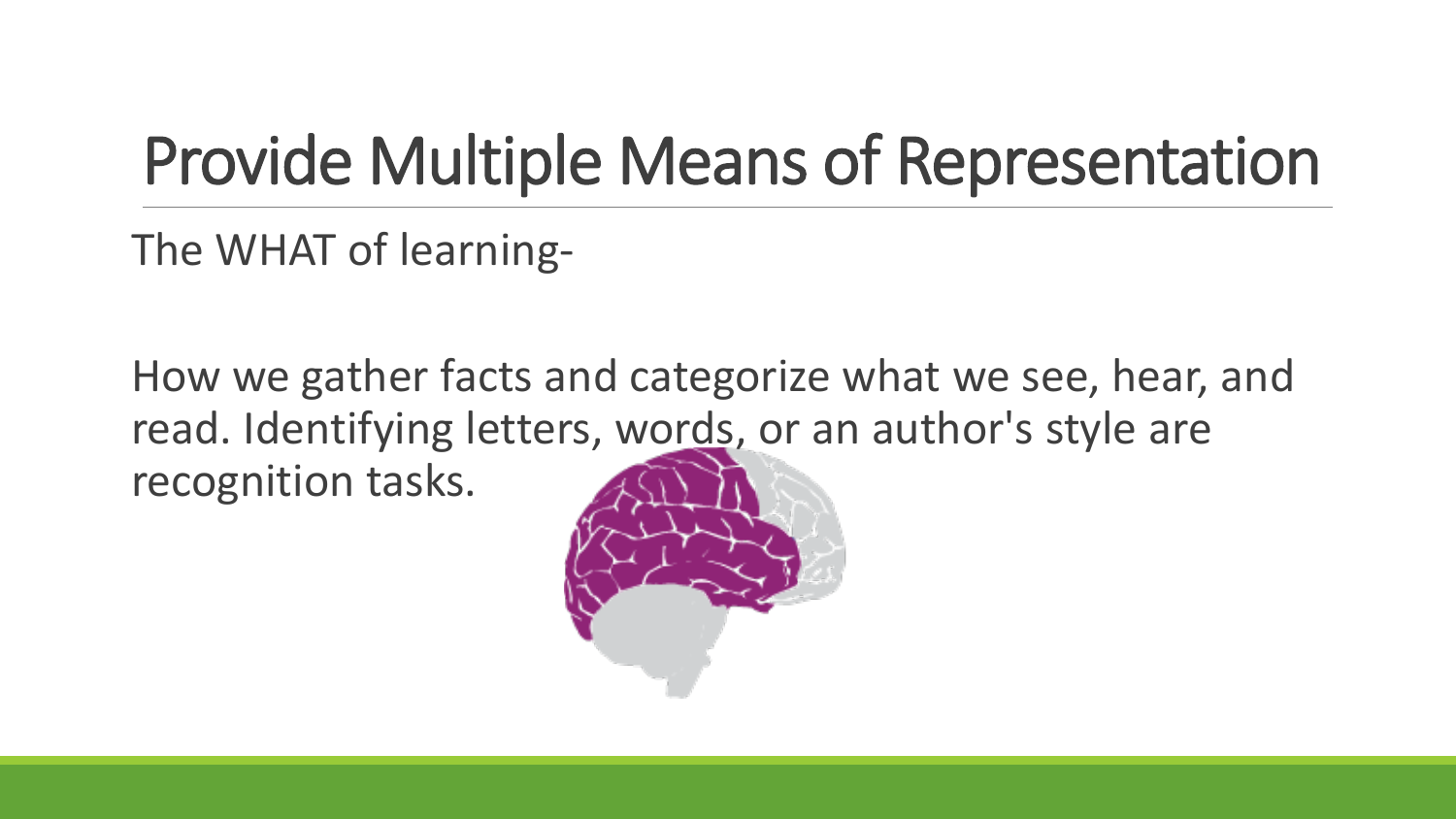# Provide Multiple Means of Representation

The WHAT of learning-

How we gather facts and categorize what we see, hear, and read. Identifying letters, words, or an author's style are recognition tasks.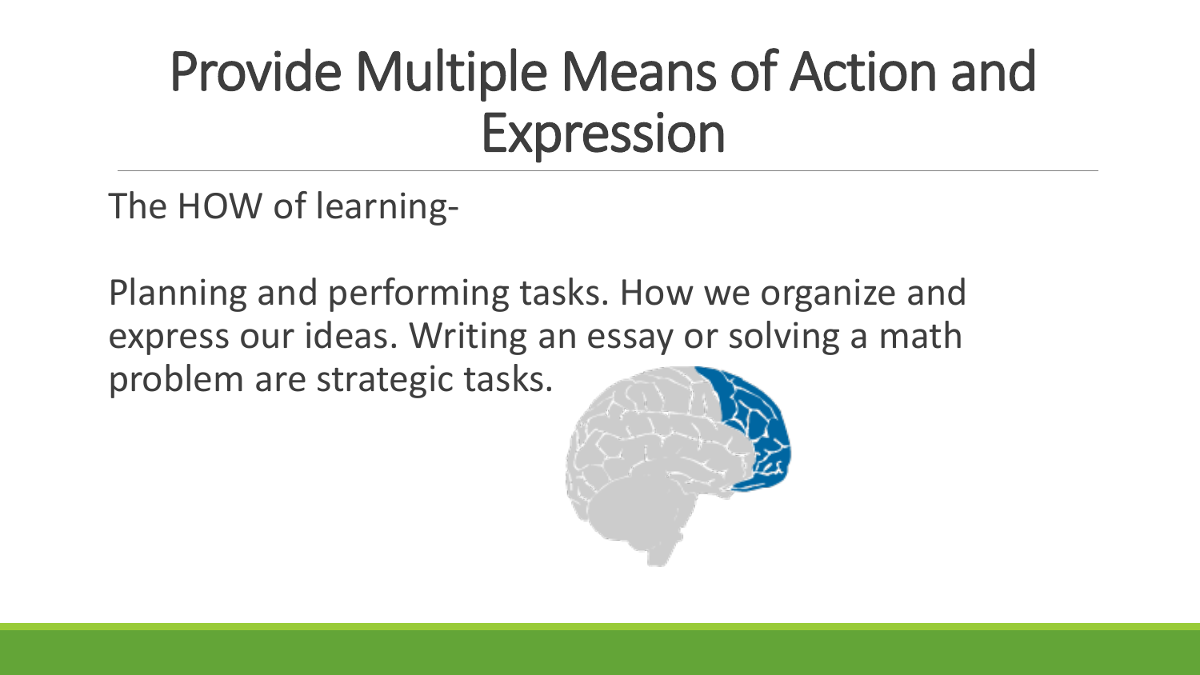# Provide Multiple Means of Action and Expression

The HOW of learning-

Planning and performing tasks. How we organize and express our ideas. Writing an essay or solving a math problem are strategic tasks.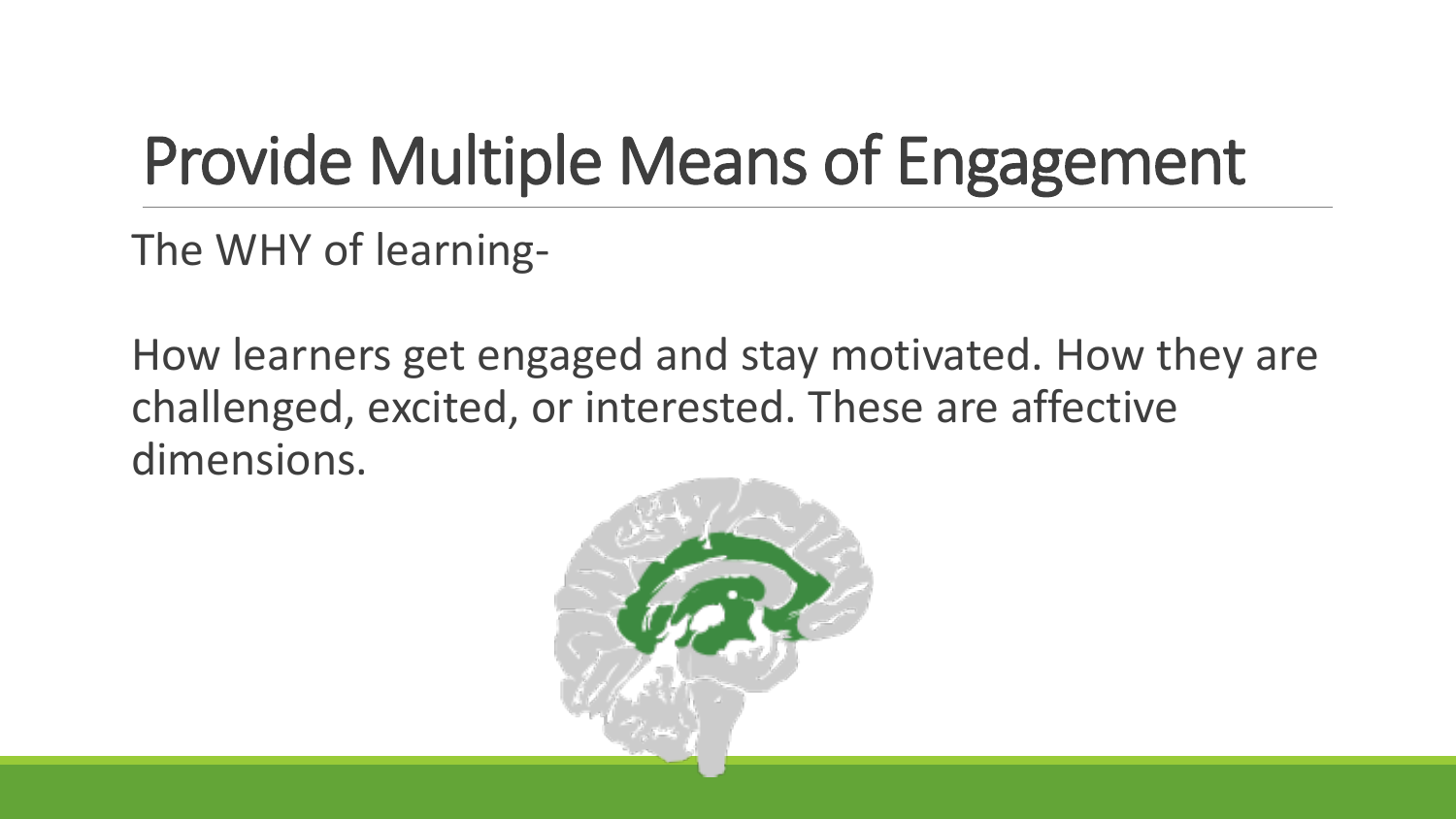# Provide Multiple Means of Engagement

The WHY of learning-

How learners get engaged and stay motivated. How they are challenged, excited, or interested. These are affective dimensions.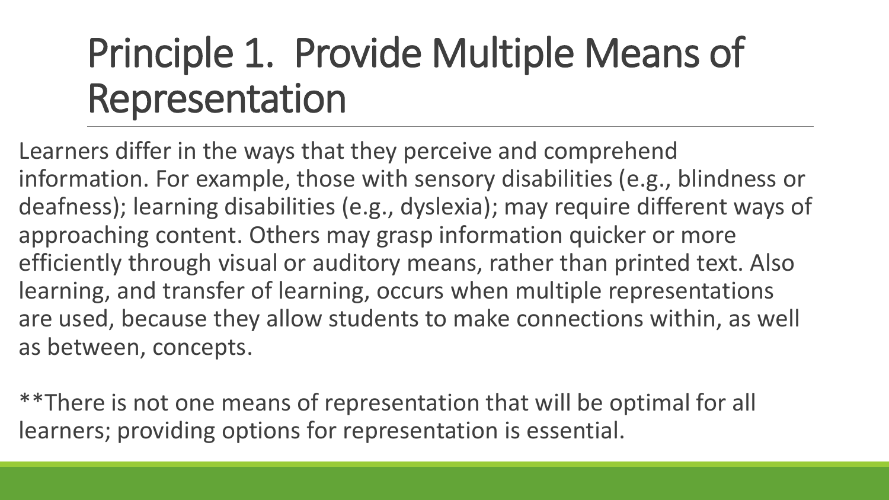# Principle 1. Provide Multiple Means of Representation

Learners differ in the ways that they perceive and comprehend information. For example, those with sensory disabilities (e.g., blindness or deafness); learning disabilities (e.g., dyslexia); may require different ways of approaching content. Others may grasp information quicker or more efficiently through visual or auditory means, rather than printed text. Also learning, and transfer of learning, occurs when multiple representations are used, because they allow students to make connections within, as well as between, concepts.

**There is not one means of representation that will be optimal for all learners; providing options for representation is essential.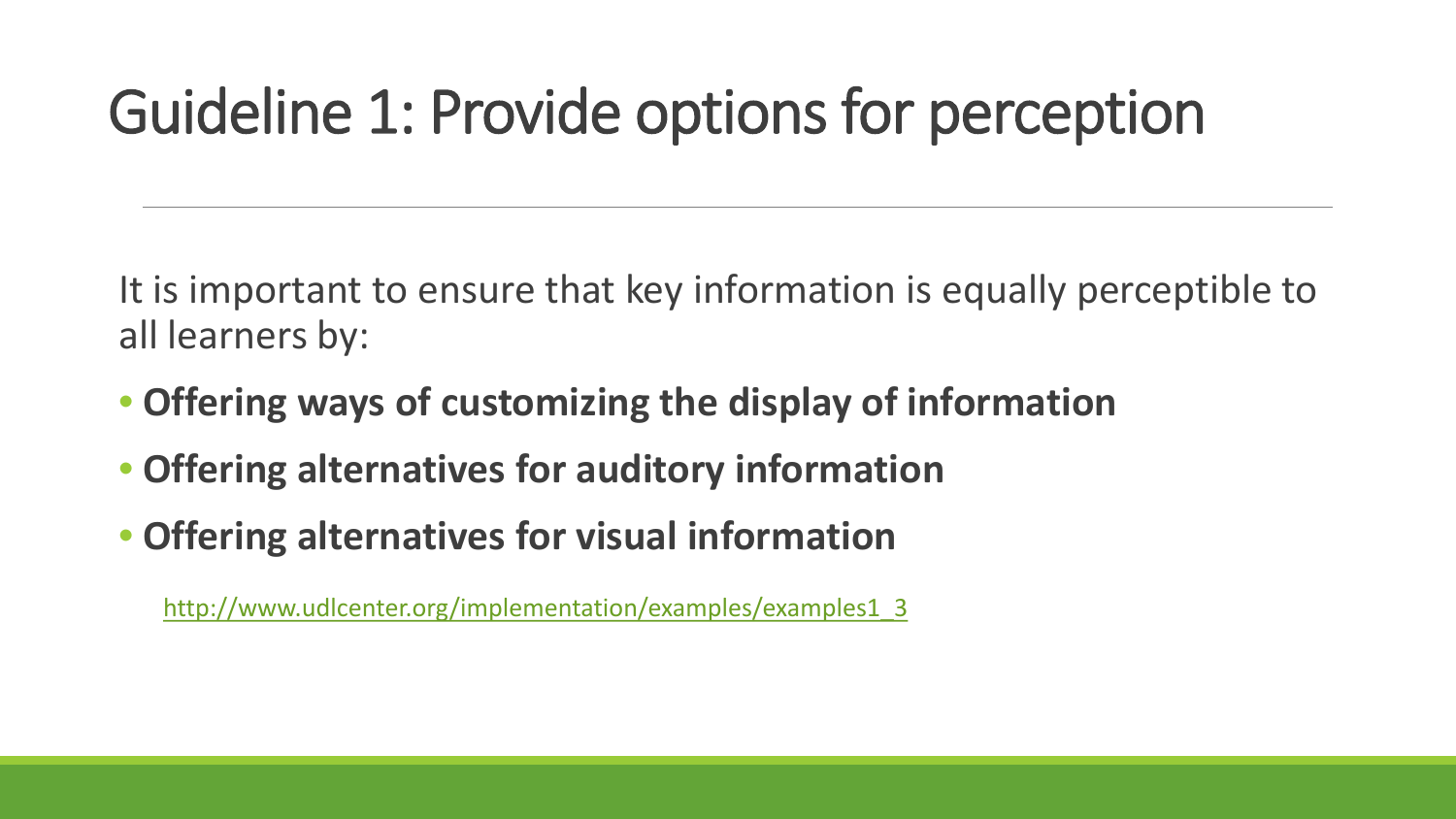# Guideline 1: Provide options for perception

It is important to ensure that key information is equally perceptible to all learners by:

- **Offering ways of customizing the display of information**
- **Offering alternatives for auditory information**
- **Offering alternatives for visual information**

http://www.udlcenter.org/implementation/examples/examples1_3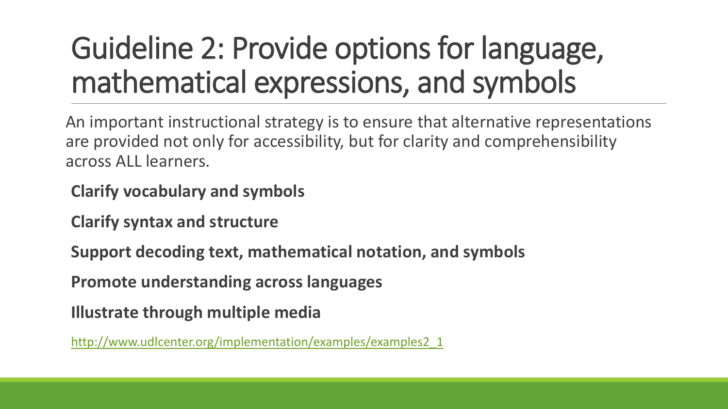# Guideline 2: Provide options for language, mathematical expressions, and symbols

An important instructional strategy is to ensure that alternative representations are provided not only for accessibility, but for clarity and comprehensibility across ALL learners.

**Clarify vocabulary and symbols**

**Clarify syntax and structure**

**Support decoding text, mathematical notation, and symbols**

**Promote understanding across languages**

**Illustrate through multiple media**

http://www.udlcenter.org/implementation/examples/examples2_1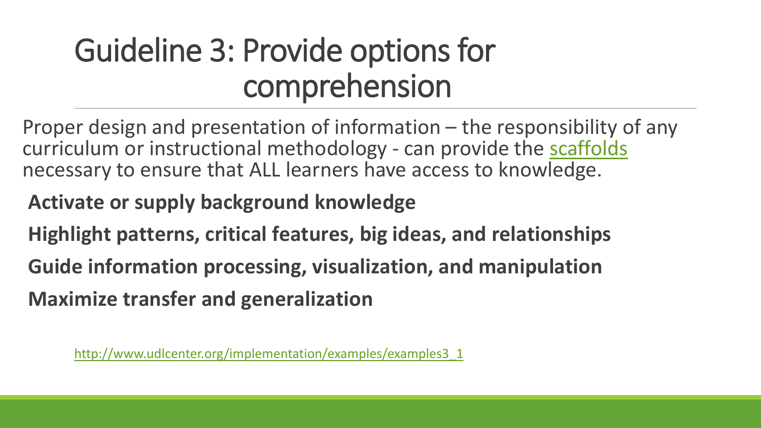# Guideline 3: Provide options for comprehension

Proper design and presentation of information – the responsibility of any curriculum or instructional methodology - can provide the scaffolds necessary to ensure that ALL learners have access to knowledge.

**Activate or supply background knowledge**

**Highlight patterns, critical features, big ideas, and relationships**

**Guide information processing, visualization, and manipulation**

**Maximize transfer and generalization**

http://www.udlcenter.org/implementation/examples/examples3_1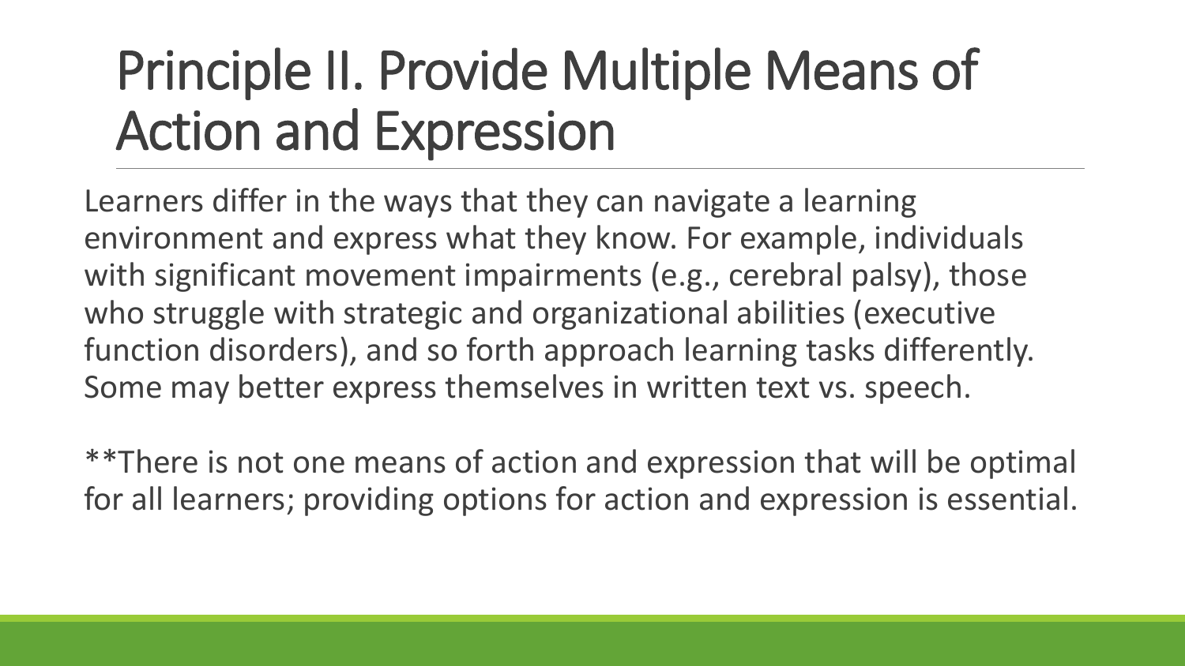# Principle II. Provide Multiple Means of Action and Expression

Learners differ in the ways that they can navigate a learning environment and express what they know. For example, individuals with significant movement impairments (e.g., cerebral palsy), those who struggle with strategic and organizational abilities (executive function disorders), and so forth approach learning tasks differently. Some may better express themselves in written text vs. speech.

**There is not one means of action and expression that will be optimal for all learners; providing options for action and expression is essential.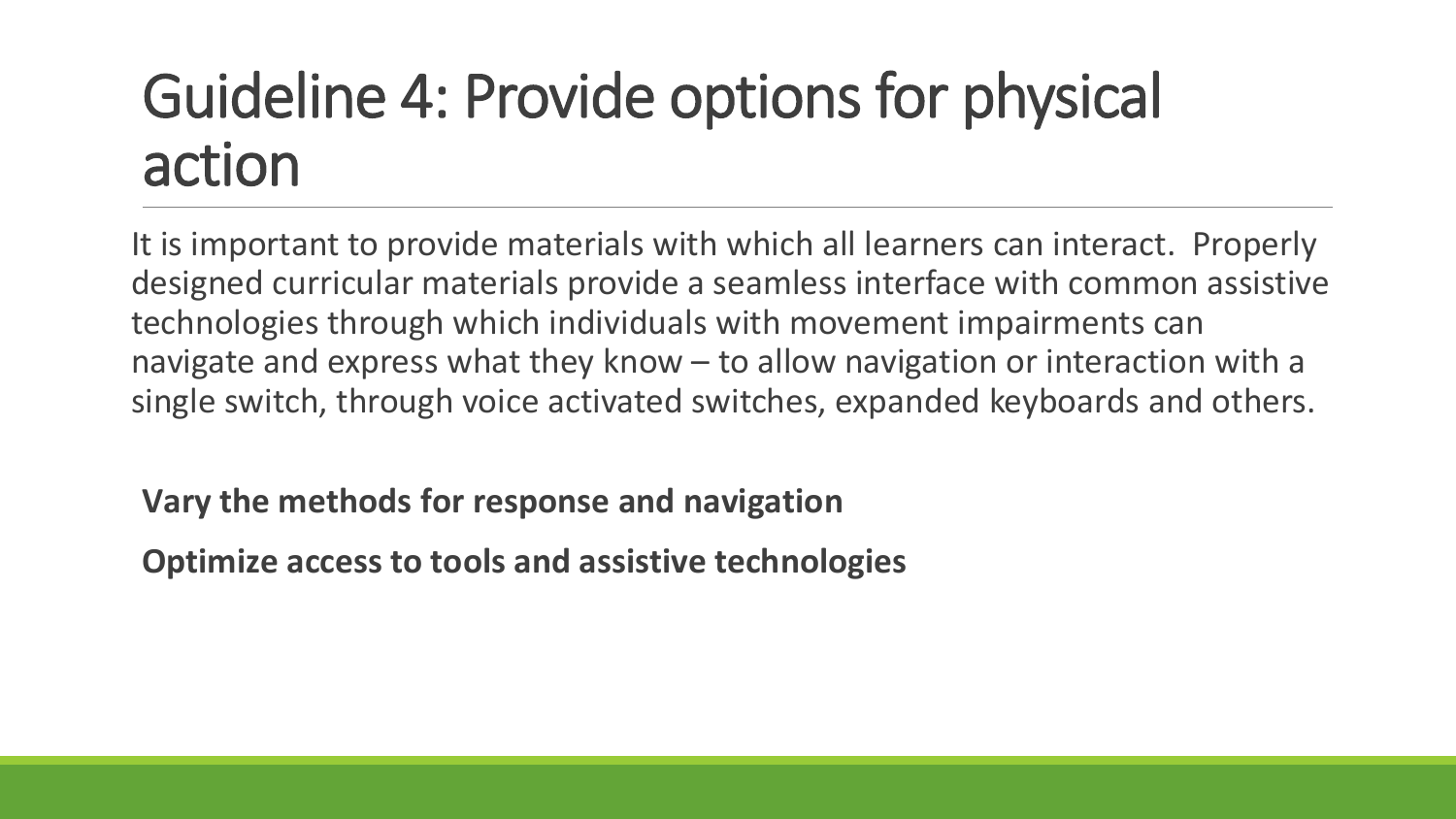# Guideline 4: Provide options for physical action

It is important to provide materials with which all learners can interact. Properly designed curricular materials provide a seamless interface with common assistive technologies through which individuals with movement impairments can navigate and express what they know – to allow navigation or interaction with a single switch, through voice activated switches, expanded keyboards and others.

**Vary the methods for response and navigation**

**Optimize access to tools and assistive technologies**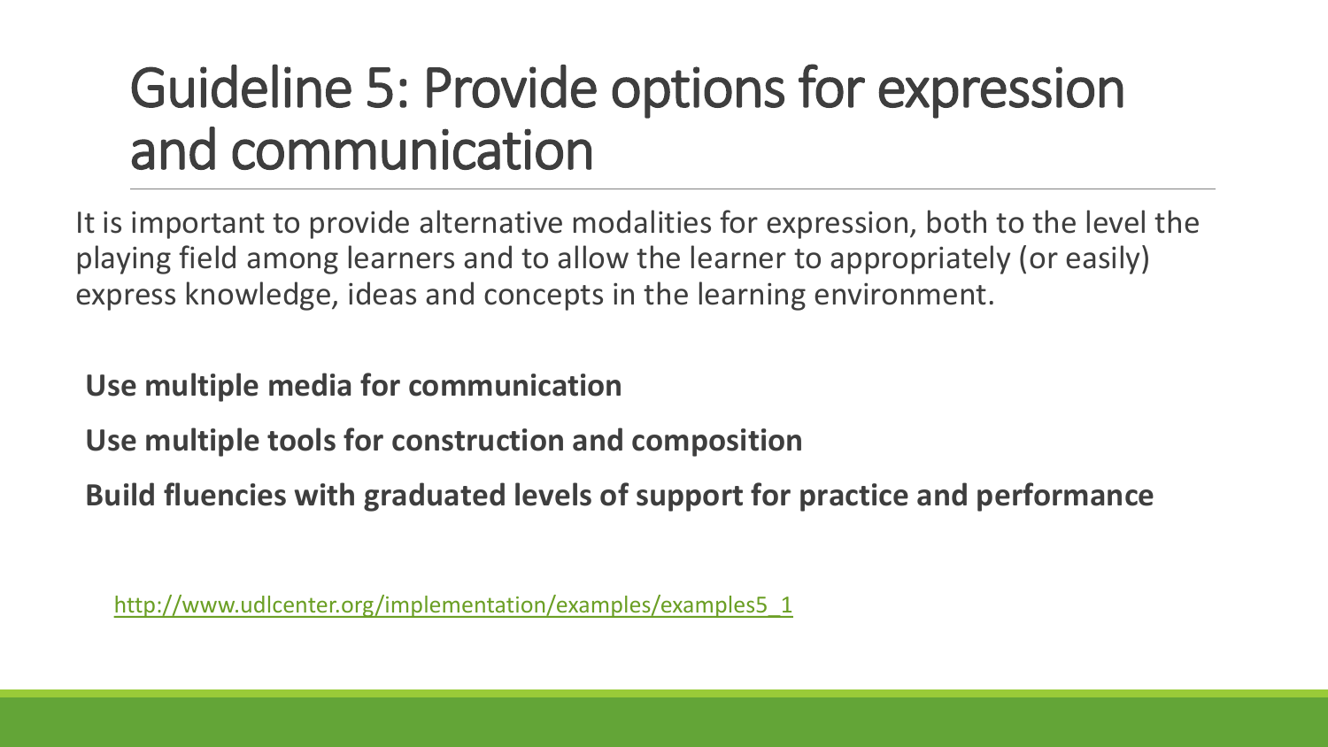# Guideline 5: Provide options for expression and communication

It is important to provide alternative modalities for expression, both to the level the playing field among learners and to allow the learner to appropriately (or easily) express knowledge, ideas and concepts in the learning environment.

**Use multiple media for communication**

**Use multiple tools for construction and composition**

**Build fluencies with graduated levels of support for practice and performance**

http://www.udlcenter.org/implementation/examples/examples5_1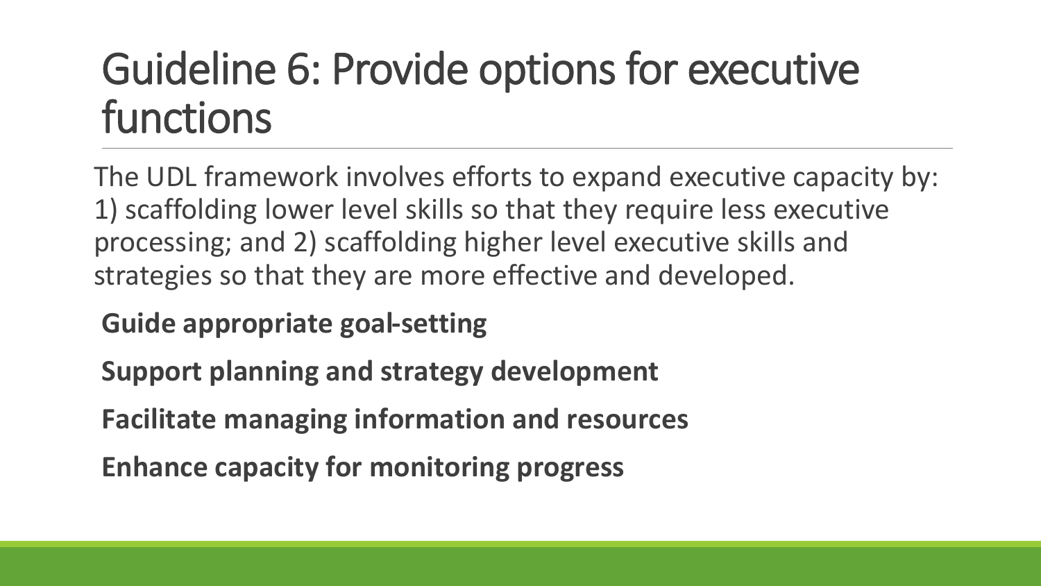# Guideline 6: Provide options for executive functions

The UDL framework involves efforts to expand executive capacity by: 1) scaffolding lower level skills so that they require less executive processing; and 2) scaffolding higher level executive skills and strategies so that they are more effective and developed.

**Guide appropriate goal-setting**

**Support planning and strategy development**

**Facilitate managing information and resources**

**Enhance capacity for monitoring progress**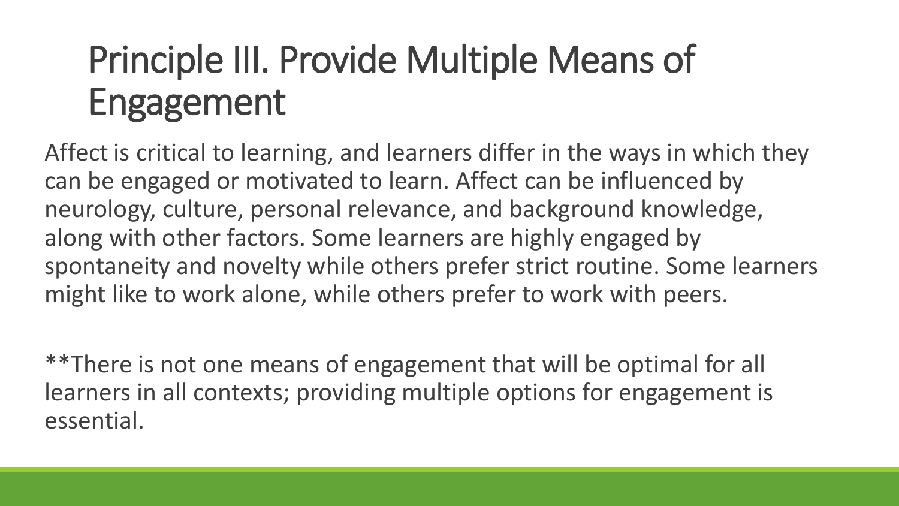# Principle III. Provide Multiple Means of Engagement

Affect is critical to learning, and learners differ in the ways in which they can be engaged or motivated to learn. Affect can be influenced by neurology, culture, personal relevance, and background knowledge, along with other factors. Some learners are highly engaged by spontaneity and novelty while others prefer strict routine. Some learners might like to work alone, while others prefer to work with peers.

**There is not one means of engagement that will be optimal for all learners in all contexts; providing multiple options for engagement is essential.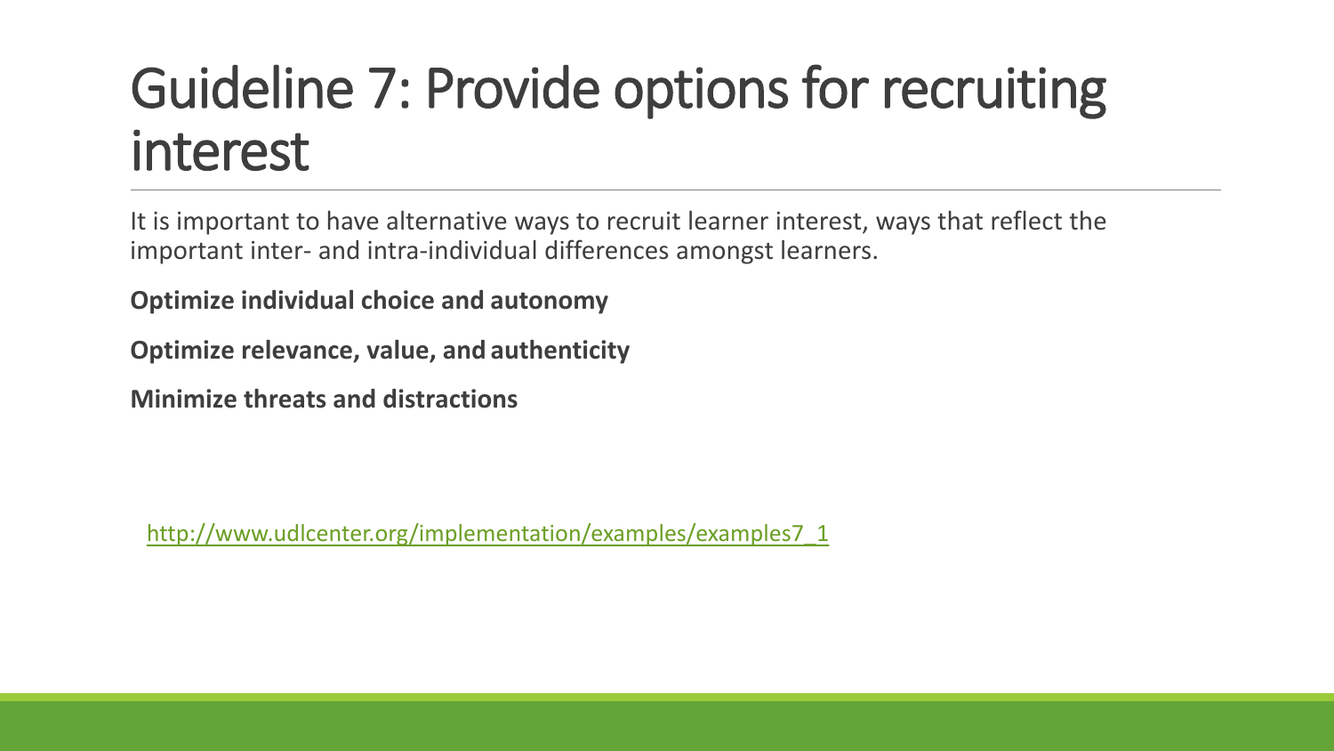# Guideline 7: Provide options for recruiting interest

It is important to have alternative ways to recruit learner interest, ways that reflect the important inter- and intra-individual differences amongst learners.

**Optimize individual choice and autonomy**

**Optimize relevance, value, and authenticity**

**Minimize threats and distractions**

http://www.udlcenter.org/implementation/examples/examples7_1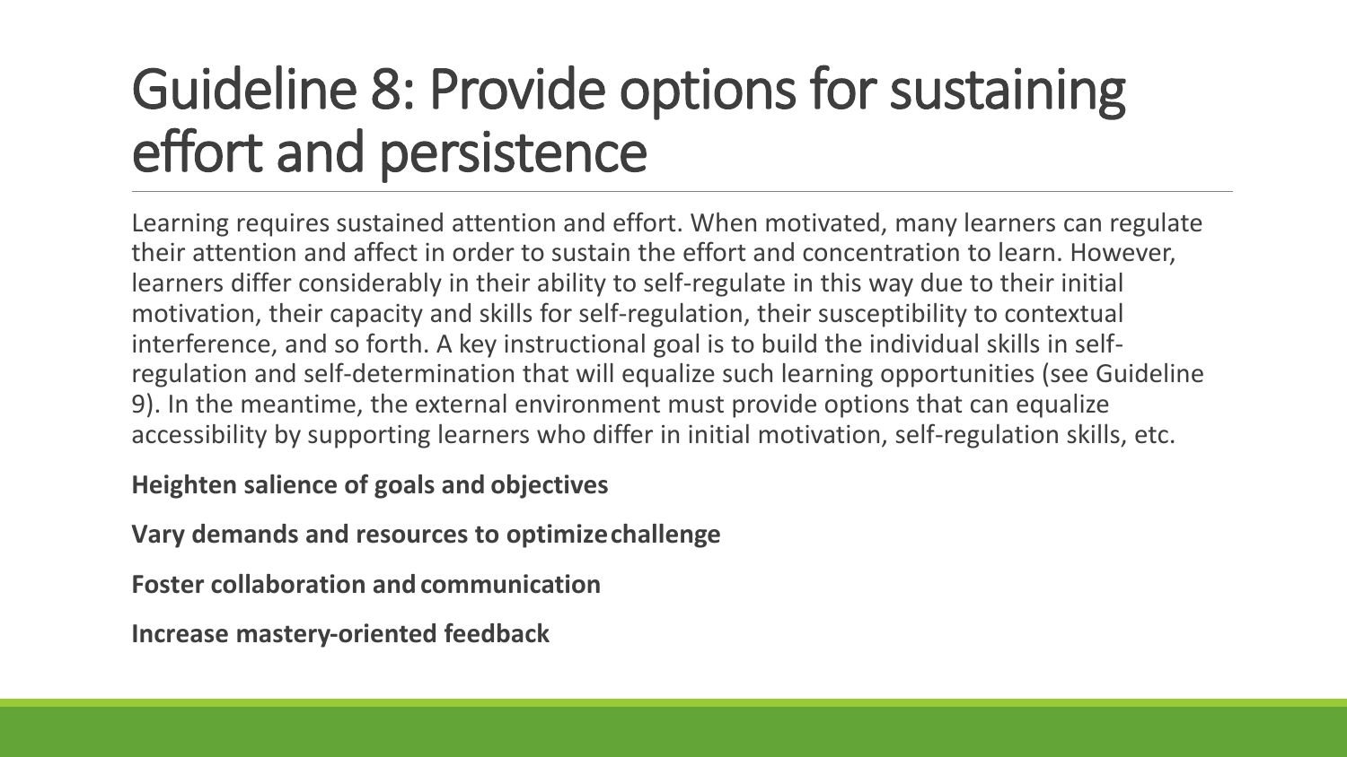# Guideline 8: Provide options for sustaining effort and persistence

Learning requires sustained attention and effort. When motivated, many learners can regulate their attention and affect in order to sustain the effort and concentration to learn. However, learners differ considerably in their ability to self-regulate in this way due to their initial motivation, their capacity and skills for self-regulation, their susceptibility to contextual interference, and so forth. A key instructional goal is to build the individual skills in self-regulation and self-determination that will equalize such learning opportunities (see Guideline 9). In the meantime, the external environment must provide options that can equalize accessibility by supporting learners who differ in initial motivation, self-regulation skills, etc.

**Heighten salience of goals and objectives**

**Vary demands and resources to optimize challenge**

**Foster collaboration and communication**

**Increase mastery-oriented feedback**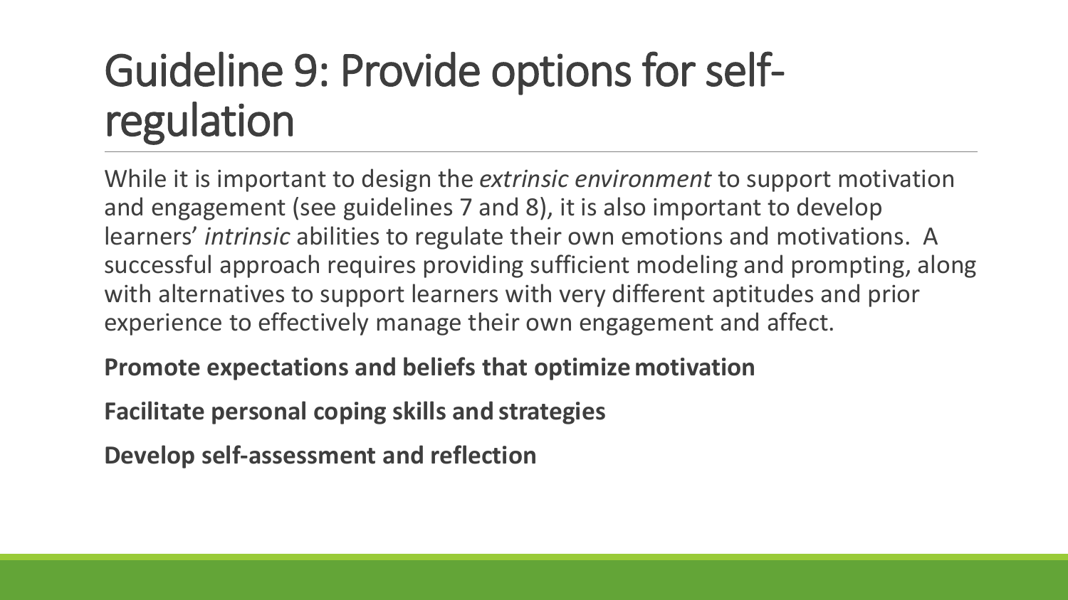# Guideline 9: Provide options for self-regulation

While it is important to design the *extrinsic environment* to support motivation and engagement (see guidelines 7 and 8), it is also important to develop learners' *intrinsic* abilities to regulate their own emotions and motivations. A successful approach requires providing sufficient modeling and prompting, along with alternatives to support learners with very different aptitudes and prior experience to effectively manage their own engagement and affect.

**Promote expectations and beliefs that optimize motivation**

**Facilitate personal coping skills and strategies**

**Develop self-assessment and reflection**